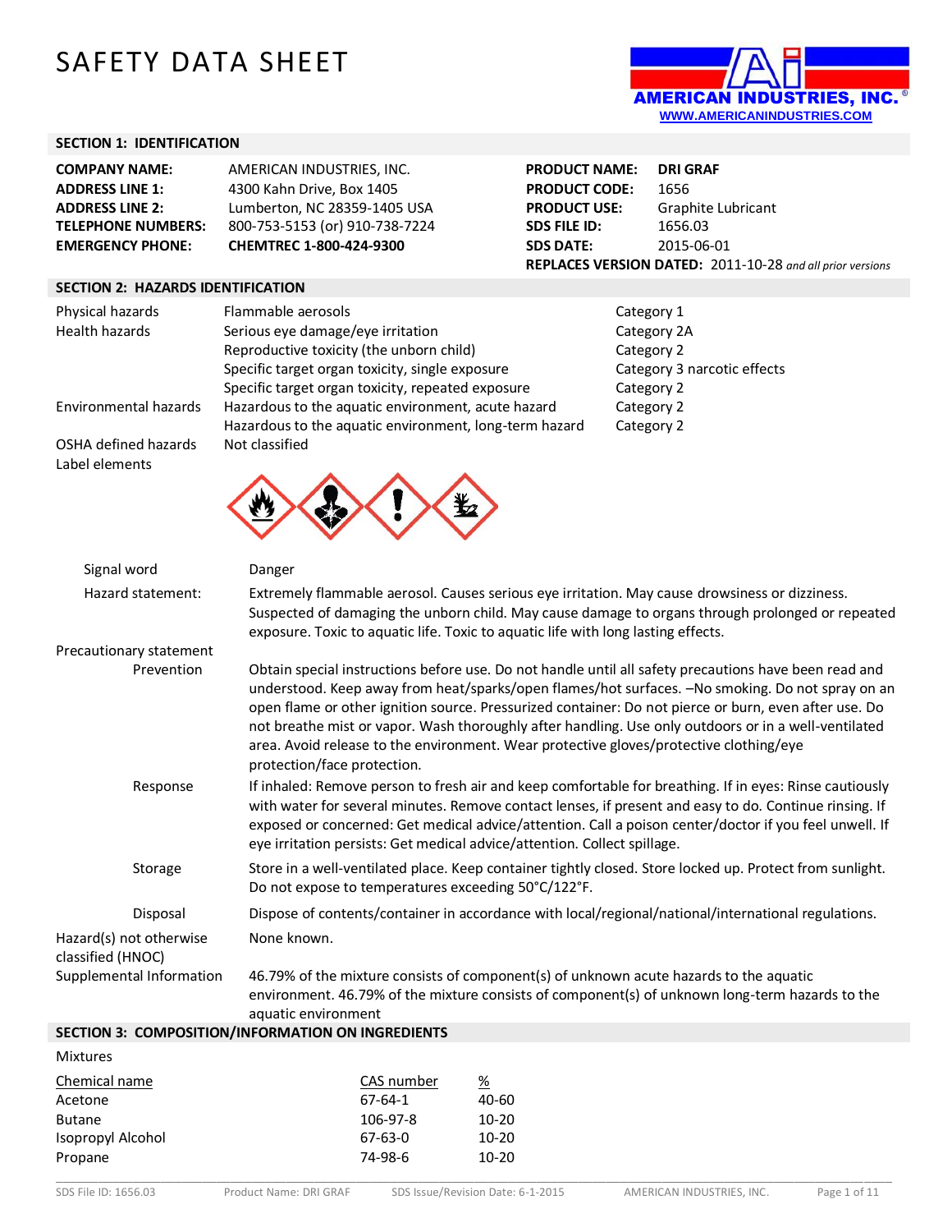# SAFETY DATA SHEET

AMERICAN INDUSTRIES, INC.®
WWW.AMERICANINDUSTRIES.COM

## SECTION 1: IDENTIFICATION

| | | | |
|---|---|---|---|
| **COMPANY NAME:** | AMERICAN INDUSTRIES, INC. | **PRODUCT NAME:** | **DRI GRAF** |
| **ADDRESS LINE 1:** | 4300 Kahn Drive, Box 1405 | **PRODUCT CODE:** | 1656 |
| **ADDRESS LINE 2:** | Lumberton, NC 28359-1405 USA | **PRODUCT USE:** | Graphite Lubricant |
| **TELEPHONE NUMBERS:** | 800-753-5153 (or) 910-738-7224 | **SDS FILE ID:** | 1656.03 |
| **EMERGENCY PHONE:** | **CHEMTREC 1-800-424-9300** | **SDS DATE:** | 2015-06-01 |

**REPLACES VERSION DATED:** 2011-10-28 *and all prior versions*

## SECTION 2: HAZARDS IDENTIFICATION

| | | |
|---|---|---|
| Physical hazards | Flammable aerosols | Category 1 |
| Health hazards | Serious eye damage/eye irritation | Category 2A |
| | Reproductive toxicity (the unborn child) | Category 2 |
| | Specific target organ toxicity, single exposure | Category 3 narcotic effects |
| | Specific target organ toxicity, repeated exposure | Category 2 |
| Environmental hazards | Hazardous to the aquatic environment, acute hazard | Category 2 |
| | Hazardous to the aquatic environment, long-term hazard | Category 2 |
| OSHA defined hazards | Not classified | |

Label elements

**Signal word:** Danger

**Hazard statement:** Extremely flammable aerosol. Causes serious eye irritation. May cause drowsiness or dizziness. Suspected of damaging the unborn child. May cause damage to organs through prolonged or repeated exposure. Toxic to aquatic life. Toxic to aquatic life with long lasting effects.

**Precautionary statement**

**Prevention:** Obtain special instructions before use. Do not handle until all safety precautions have been read and understood. Keep away from heat/sparks/open flames/hot surfaces. –No smoking. Do not spray on an open flame or other ignition source. Pressurized container: Do not pierce or burn, even after use. Do not breathe mist or vapor. Wash thoroughly after handling. Use only outdoors or in a well-ventilated area. Avoid release to the environment. Wear protective gloves/protective clothing/eye protection/face protection.

**Response:** If inhaled: Remove person to fresh air and keep comfortable for breathing. If in eyes: Rinse cautiously with water for several minutes. Remove contact lenses, if present and easy to do. Continue rinsing. If exposed or concerned: Get medical advice/attention. Call a poison center/doctor if you feel unwell. If eye irritation persists: Get medical advice/attention. Collect spillage.

**Storage:** Store in a well-ventilated place. Keep container tightly closed. Store locked up. Protect from sunlight. Do not expose to temperatures exceeding 50°C/122°F.

**Disposal:** Dispose of contents/container in accordance with local/regional/national/international regulations.

**Hazard(s) not otherwise classified (HNOC):** None known.

**Supplemental Information:** 46.79% of the mixture consists of component(s) of unknown acute hazards to the aquatic environment. 46.79% of the mixture consists of component(s) of unknown long-term hazards to the aquatic environment

## SECTION 3: COMPOSITION/INFORMATION ON INGREDIENTS

Mixtures

| Chemical name | CAS number | % |
|---|---|---|
| Acetone | 67-64-1 | 40-60 |
| Butane | 106-97-8 | 10-20 |
| Isopropyl Alcohol | 67-63-0 | 10-20 |
| Propane | 74-98-6 | 10-20 |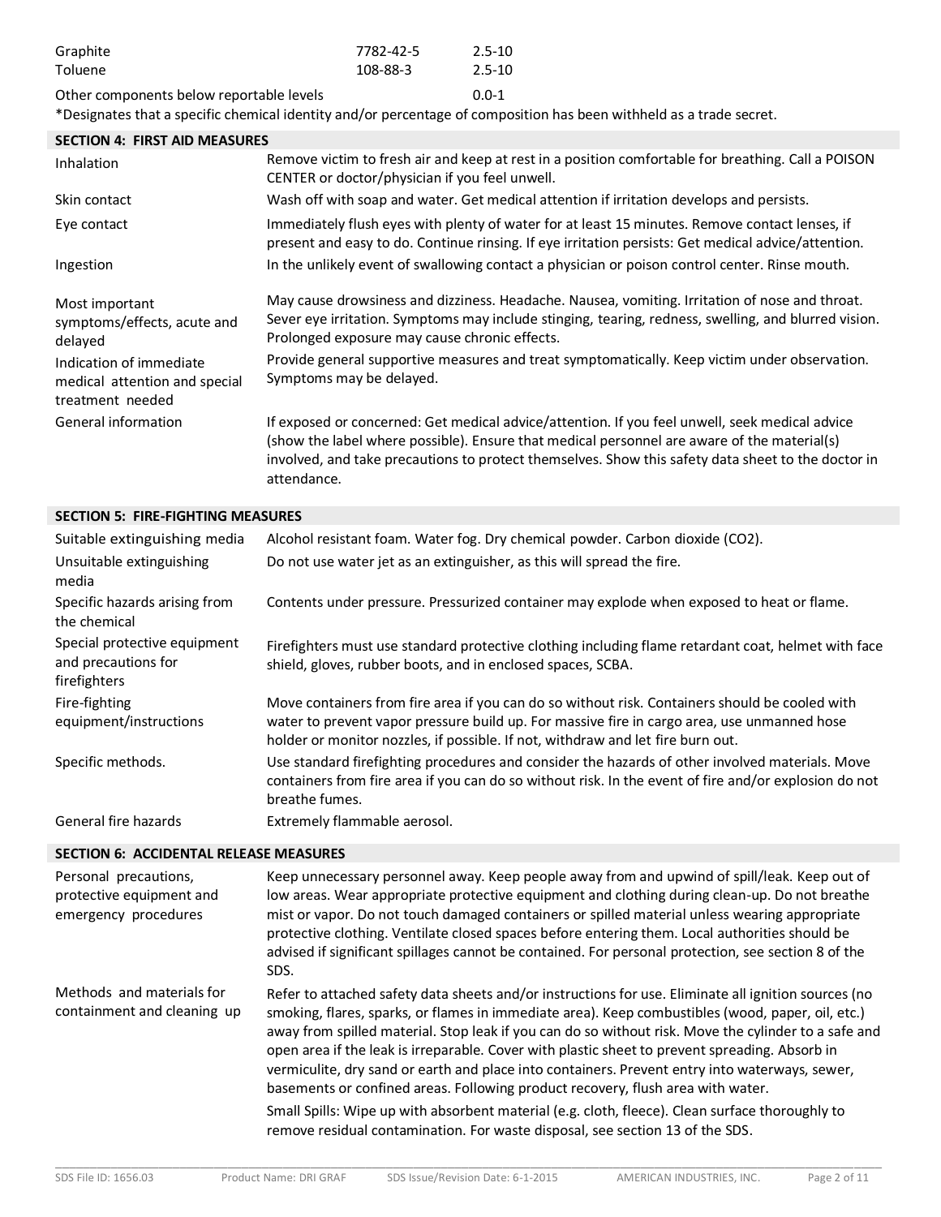| | | |
|---|---|---|
| Graphite | 7782-42-5 | 2.5-10 |
| Toluene | 108-88-3 | 2.5-10 |
| Other components below reportable levels | | 0.0-1 |

*Designates that a specific chemical identity and/or percentage of composition has been withheld as a trade secret.

## SECTION 4: FIRST AID MEASURES

| | |
|---|---|
| Inhalation | Remove victim to fresh air and keep at rest in a position comfortable for breathing. Call a POISON CENTER or doctor/physician if you feel unwell. |
| Skin contact | Wash off with soap and water. Get medical attention if irritation develops and persists. |
| Eye contact | Immediately flush eyes with plenty of water for at least 15 minutes. Remove contact lenses, if present and easy to do. Continue rinsing. If eye irritation persists: Get medical advice/attention. |
| Ingestion | In the unlikely event of swallowing contact a physician or poison control center. Rinse mouth. |
| Most important symptoms/effects, acute and delayed | May cause drowsiness and dizziness. Headache. Nausea, vomiting. Irritation of nose and throat. Sever eye irritation. Symptoms may include stinging, tearing, redness, swelling, and blurred vision. Prolonged exposure may cause chronic effects. |
| Indication of immediate medical attention and special treatment needed | Provide general supportive measures and treat symptomatically. Keep victim under observation. Symptoms may be delayed. |
| General information | If exposed or concerned: Get medical advice/attention. If you feel unwell, seek medical advice (show the label where possible). Ensure that medical personnel are aware of the material(s) involved, and take precautions to protect themselves. Show this safety data sheet to the doctor in attendance. |

## SECTION 5: FIRE-FIGHTING MEASURES

| | |
|---|---|
| Suitable extinguishing media | Alcohol resistant foam. Water fog. Dry chemical powder. Carbon dioxide ($CO_2$). |
| Unsuitable extinguishing media | Do not use water jet as an extinguisher, as this will spread the fire. |
| Specific hazards arising from the chemical | Contents under pressure. Pressurized container may explode when exposed to heat or flame. |
| Special protective equipment and precautions for firefighters | Firefighters must use standard protective clothing including flame retardant coat, helmet with face shield, gloves, rubber boots, and in enclosed spaces, SCBA. |
| Fire-fighting equipment/instructions | Move containers from fire area if you can do so without risk. Containers should be cooled with water to prevent vapor pressure build up. For massive fire in cargo area, use unmanned hose holder or monitor nozzles, if possible. If not, withdraw and let fire burn out. |
| Specific methods. | Use standard firefighting procedures and consider the hazards of other involved materials. Move containers from fire area if you can do so without risk. In the event of fire and/or explosion do not breathe fumes. |
| General fire hazards | Extremely flammable aerosol. |

## SECTION 6: ACCIDENTAL RELEASE MEASURES

| | |
|---|---|
| Personal precautions, protective equipment and emergency procedures | Keep unnecessary personnel away. Keep people away from and upwind of spill/leak. Keep out of low areas. Wear appropriate protective equipment and clothing during clean-up. Do not breathe mist or vapor. Do not touch damaged containers or spilled material unless wearing appropriate protective clothing. Ventilate closed spaces before entering them. Local authorities should be advised if significant spillages cannot be contained. For personal protection, see section 8 of the SDS. |
| Methods and materials for containment and cleaning up | Refer to attached safety data sheets and/or instructions for use. Eliminate all ignition sources (no smoking, flares, sparks, or flames in immediate area). Keep combustibles (wood, paper, oil, etc.) away from spilled material. Stop leak if you can do so without risk. Move the cylinder to a safe and open area if the leak is irreparable. Cover with plastic sheet to prevent spreading. Absorb in vermiculite, dry sand or earth and place into containers. Prevent entry into waterways, sewer, basements or confined areas. Following product recovery, flush area with water. Small Spills: Wipe up with absorbent material (e.g. cloth, fleece). Clean surface thoroughly to remove residual contamination. For waste disposal, see section 13 of the SDS. |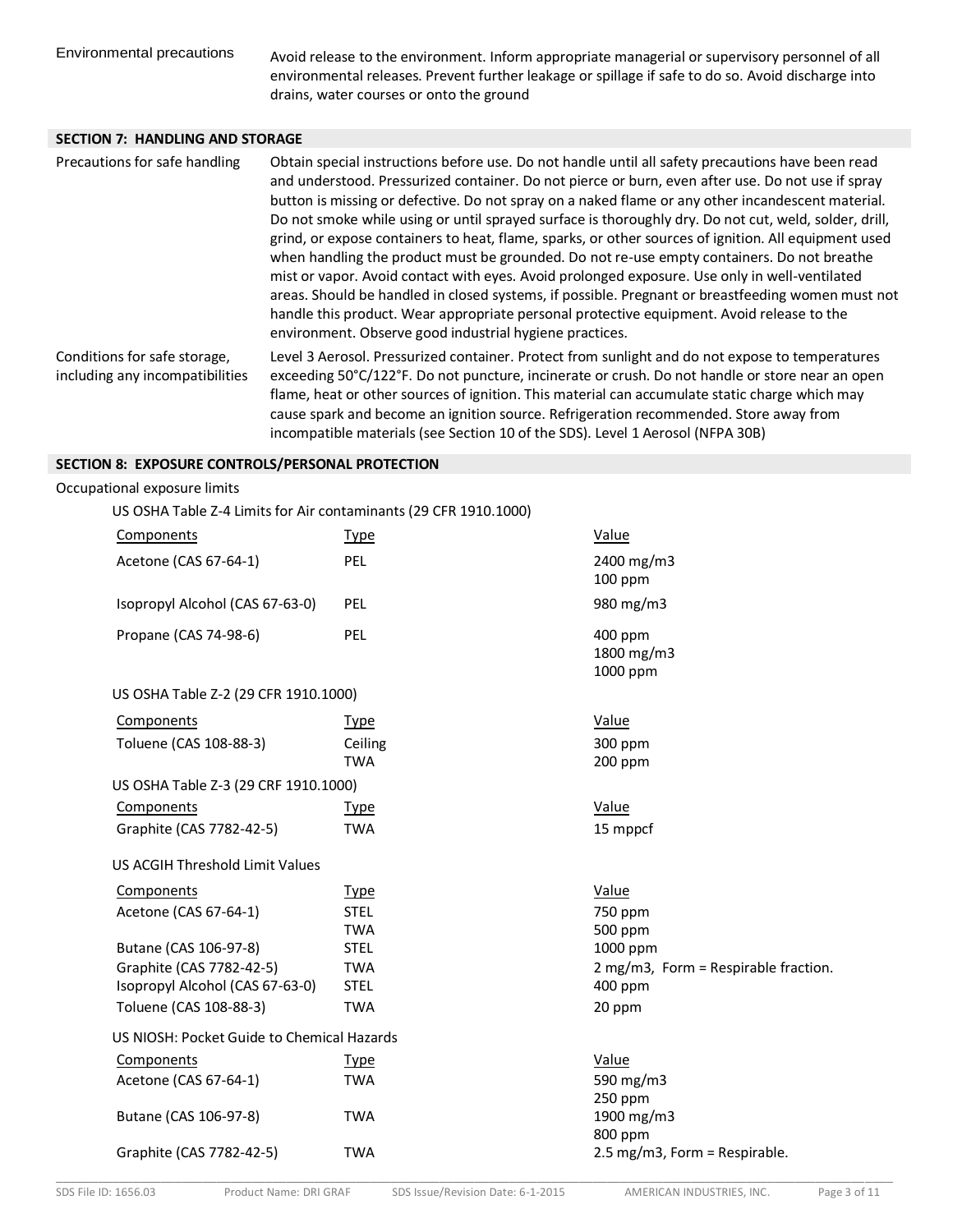| | |
|---|---|
| Environmental precautions | Avoid release to the environment. Inform appropriate managerial or supervisory personnel of all environmental releases. Prevent further leakage or spillage if safe to do so. Avoid discharge into drains, water courses or onto the ground |

## SECTION 7: HANDLING AND STORAGE

| | |
|---|---|
| Precautions for safe handling | Obtain special instructions before use. Do not handle until all safety precautions have been read and understood. Pressurized container. Do not pierce or burn, even after use. Do not use if spray button is missing or defective. Do not spray on a naked flame or any other incandescent material. Do not smoke while using or until sprayed surface is thoroughly dry. Do not cut, weld, solder, drill, grind, or expose containers to heat, flame, sparks, or other sources of ignition. All equipment used when handling the product must be grounded. Do not re-use empty containers. Do not breathe mist or vapor. Avoid contact with eyes. Avoid prolonged exposure. Use only in well-ventilated areas. Should be handled in closed systems, if possible. Pregnant or breastfeeding women must not handle this product. Wear appropriate personal protective equipment. Avoid release to the environment. Observe good industrial hygiene practices. |
| Conditions for safe storage, including any incompatibilities | Level 3 Aerosol. Pressurized container. Protect from sunlight and do not expose to temperatures exceeding 50°C/122°F. Do not puncture, incinerate or crush. Do not handle or store near an open flame, heat or other sources of ignition. This material can accumulate static charge which may cause spark and become an ignition source. Refrigeration recommended. Store away from incompatible materials (see Section 10 of the SDS). Level 1 Aerosol (NFPA 30B) |

## SECTION 8: EXPOSURE CONTROLS/PERSONAL PROTECTION

Occupational exposure limits

US OSHA Table Z-4 Limits for Air contaminants (29 CFR 1910.1000)

| Components | Type | Value |
|---|---|---|
| Acetone (CAS 67-64-1) | PEL | 2400 mg/m3<br>100 ppm |
| Isopropyl Alcohol (CAS 67-63-0) | PEL | 980 mg/m3 |
| Propane (CAS 74-98-6) | PEL | 400 ppm<br>1800 mg/m3<br>1000 ppm |

US OSHA Table Z-2 (29 CFR 1910.1000)

| Components | Type | Value |
|---|---|---|
| Toluene (CAS 108-88-3) | Ceiling<br>TWA | 300 ppm<br>200 ppm |

US OSHA Table Z-3 (29 CRF 1910.1000)

| Components | Type | Value |
|---|---|---|
| Graphite (CAS 7782-42-5) | TWA | 15 mppcf |

US ACGIH Threshold Limit Values

| Components | Type | Value |
|---|---|---|
| Acetone (CAS 67-64-1) | STEL<br>TWA | 750 ppm<br>500 ppm |
| Butane (CAS 106-97-8) | STEL | 1000 ppm |
| Graphite (CAS 7782-42-5) | TWA | 2 mg/m3, Form = Respirable fraction. |
| Isopropyl Alcohol (CAS 67-63-0) | STEL | 400 ppm |
| Toluene (CAS 108-88-3) | TWA | 20 ppm |

US NIOSH: Pocket Guide to Chemical Hazards

| Components | Type | Value |
|---|---|---|
| Acetone (CAS 67-64-1) | TWA | 590 mg/m3<br>250 ppm |
| Butane (CAS 106-97-8) | TWA | 1900 mg/m3<br>800 ppm |
| Graphite (CAS 7782-42-5) | TWA | 2.5 mg/m3, Form = Respirable. |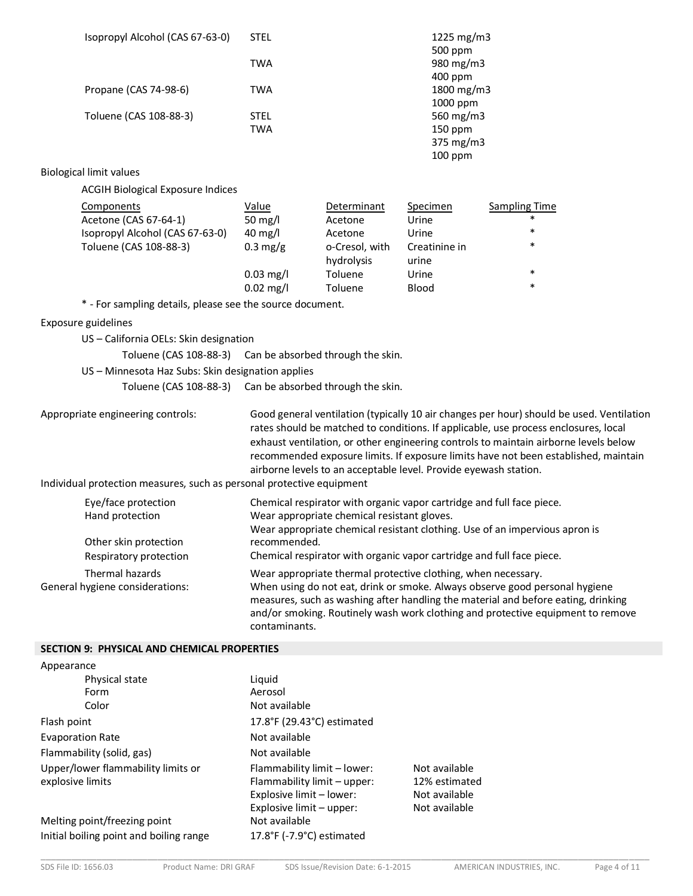| | | |
|---|---|---|
| Isopropyl Alcohol (CAS 67-63-0) | STEL | 1225 mg/m3<br>500 ppm |
| | TWA | 980 mg/m3<br>400 ppm |
| Propane (CAS 74-98-6) | TWA | 1800 mg/m3<br>1000 ppm |
| Toluene (CAS 108-88-3) | STEL<br>TWA | 560 mg/m3<br>150 ppm<br>375 mg/m3<br>100 ppm |

Biological limit values

ACGIH Biological Exposure Indices

| Components | Value | Determinant | Specimen | Sampling Time |
|---|---|---|---|---|
| Acetone (CAS 67-64-1) | 50 mg/l | Acetone | Urine | * |
| Isopropyl Alcohol (CAS 67-63-0) | 40 mg/l | Acetone | Urine | * |
| Toluene (CAS 108-88-3) | 0.3 mg/g | o-Cresol, with hydrolysis | Creatinine in urine | * |
| | 0.03 mg/l | Toluene | Urine | * |
| | 0.02 mg/l | Toluene | Blood | * |

* - For sampling details, please see the source document.

Exposure guidelines

US – California OELs: Skin designation

Toluene (CAS 108-88-3) Can be absorbed through the skin.

US – Minnesota Haz Subs: Skin designation applies

Toluene (CAS 108-88-3) Can be absorbed through the skin.

Appropriate engineering controls: Good general ventilation (typically 10 air changes per hour) should be used. Ventilation rates should be matched to conditions. If applicable, use process enclosures, local exhaust ventilation, or other engineering controls to maintain airborne levels below recommended exposure limits. If exposure limits have not been established, maintain airborne levels to an acceptable level. Provide eyewash station.

Individual protection measures, such as personal protective equipment

| | |
|---|---|
| Eye/face protection | Chemical respirator with organic vapor cartridge and full face piece. |
| Hand protection | Wear appropriate chemical resistant gloves. |
| Other skin protection | Wear appropriate chemical resistant clothing. Use of an impervious apron is recommended. |
| Respiratory protection | Chemical respirator with organic vapor cartridge and full face piece. |
| Thermal hazards | Wear appropriate thermal protective clothing, when necessary. |
| General hygiene considerations: | When using do not eat, drink or smoke. Always observe good personal hygiene measures, such as washing after handling the material and before eating, drinking and/or smoking. Routinely wash work clothing and protective equipment to remove contaminants. |

## SECTION 9: PHYSICAL AND CHEMICAL PROPERTIES

| | | |
|---|---|---|
| Appearance | | |
| Physical state | Liquid | |
| Form | Aerosol | |
| Color | Not available | |
| Flash point | 17.8°F (29.43°C) estimated | |
| Evaporation Rate | Not available | |
| Flammability (solid, gas) | Not available | |
| Upper/lower flammability limits or explosive limits | Flammability limit – lower: | Not available |
| | Flammability limit – upper: | 12% estimated |
| | Explosive limit – lower: | Not available |
| | Explosive limit – upper: | Not available |
| Melting point/freezing point | Not available | |
| Initial boiling point and boiling range | 17.8°F (-7.9°C) estimated | |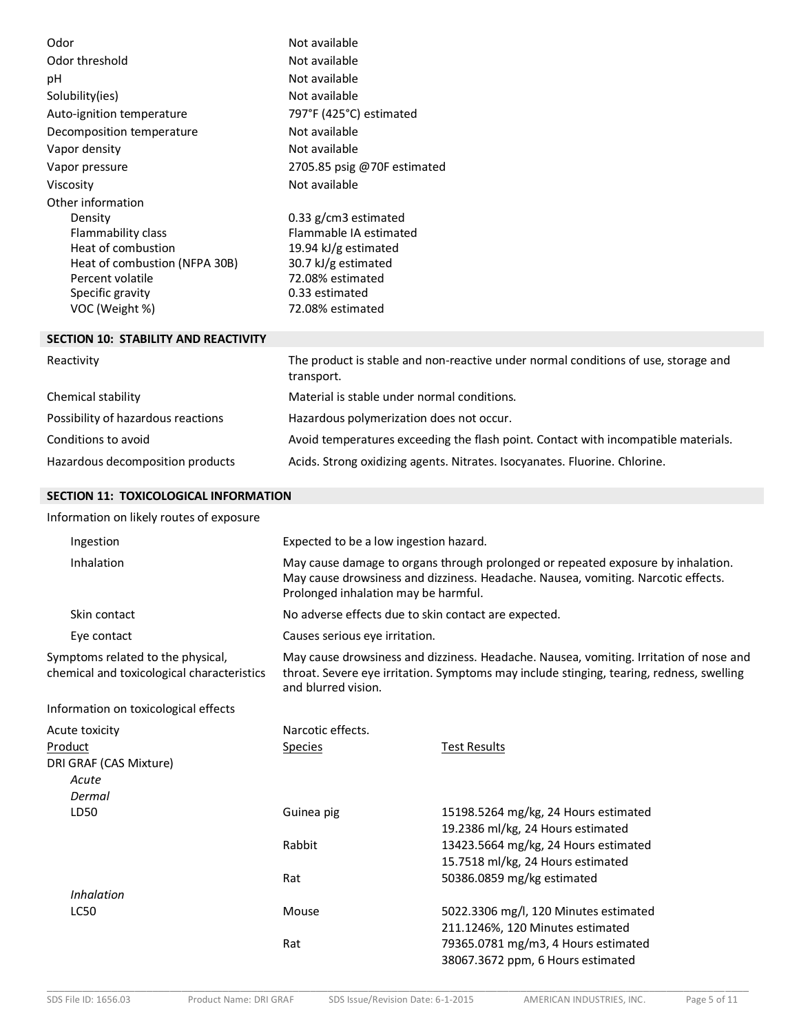| | |
|---|---|
| Odor | Not available |
| Odor threshold | Not available |
| pH | Not available |
| Solubility(ies) | Not available |
| Auto-ignition temperature | 797°F (425°C) estimated |
| Decomposition temperature | Not available |
| Vapor density | Not available |
| Vapor pressure | 2705.85 psig @70F estimated |
| Viscosity | Not available |
| Other information | |
| Density | 0.33 g/cm3 estimated |
| Flammability class | Flammable IA estimated |
| Heat of combustion | 19.94 kJ/g estimated |
| Heat of combustion (NFPA 30B) | 30.7 kJ/g estimated |
| Percent volatile | 72.08% estimated |
| Specific gravity | 0.33 estimated |
| VOC (Weight %) | 72.08% estimated |

## SECTION 10: STABILITY AND REACTIVITY

| | |
|---|---|
| Reactivity | The product is stable and non-reactive under normal conditions of use, storage and transport. |
| Chemical stability | Material is stable under normal conditions. |
| Possibility of hazardous reactions | Hazardous polymerization does not occur. |
| Conditions to avoid | Avoid temperatures exceeding the flash point. Contact with incompatible materials. |
| Hazardous decomposition products | Acids. Strong oxidizing agents. Nitrates. Isocyanates. Fluorine. Chlorine. |

## SECTION 11: TOXICOLOGICAL INFORMATION

Information on likely routes of exposure

| | |
|---|---|
| Ingestion | Expected to be a low ingestion hazard. |
| Inhalation | May cause damage to organs through prolonged or repeated exposure by inhalation. May cause drowsiness and dizziness. Headache. Nausea, vomiting. Narcotic effects. Prolonged inhalation may be harmful. |
| Skin contact | No adverse effects due to skin contact are expected. |
| Eye contact | Causes serious eye irritation. |
| Symptoms related to the physical, chemical and toxicological characteristics | May cause drowsiness and dizziness. Headache. Nausea, vomiting. Irritation of nose and throat. Severe eye irritation. Symptoms may include stinging, tearing, redness, swelling and blurred vision. |

Information on toxicological effects

Acute toxicity: Narcotic effects.

| Product | Species | Test Results |
|---|---|---|
| DRI GRAF (CAS Mixture) | | |
| *Acute* | | |
| *Dermal* | | |
| LD50 | Guinea pig | 15198.5264 mg/kg, 24 Hours estimated |
| | | 19.2386 ml/kg, 24 Hours estimated |
| | Rabbit | 13423.5664 mg/kg, 24 Hours estimated |
| | | 15.7518 ml/kg, 24 Hours estimated |
| | Rat | 50386.0859 mg/kg estimated |
| *Inhalation* | | |
| LC50 | Mouse | 5022.3306 mg/l, 120 Minutes estimated |
| | | 211.1246%, 120 Minutes estimated |
| | Rat | 79365.0781 mg/m3, 4 Hours estimated |
| | | 38067.3672 ppm, 6 Hours estimated |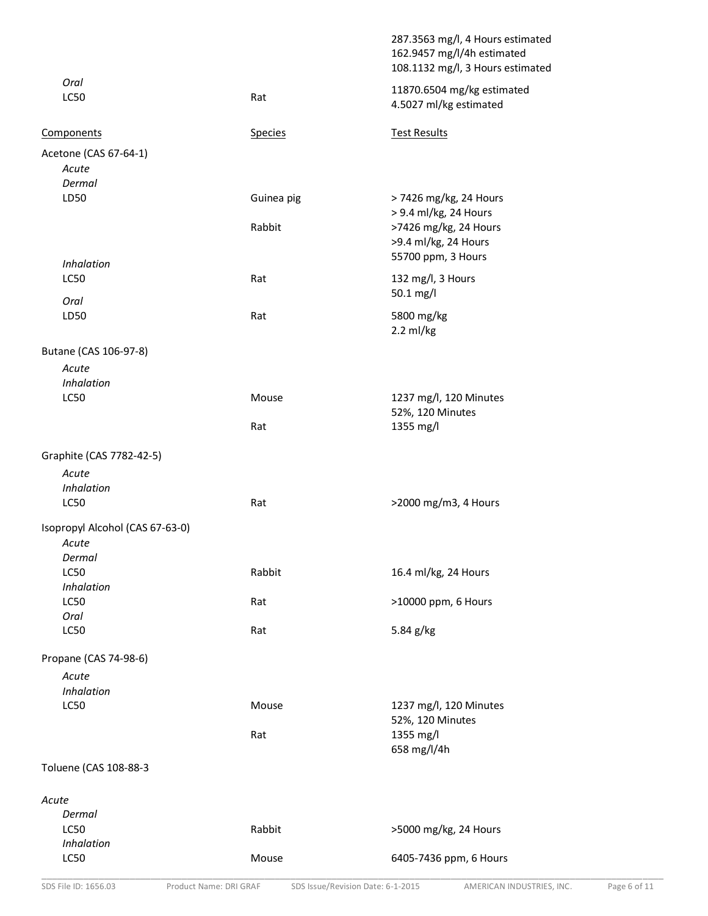| | | |
|---|---|---|
| | | 287.3563 mg/l, 4 Hours estimated |
| | | 162.9457 mg/l/4h estimated |
| | | 108.1132 mg/l, 3 Hours estimated |
| *Oral* | | |
| LC50 | Rat | 11870.6504 mg/kg estimated |
| | | 4.5027 ml/kg estimated |

| Components | Species | Test Results |
|---|---|---|
| Acetone (CAS 67-64-1) | | |
| *Acute* | | |
| *Dermal* | | |
| LD50 | Guinea pig | > 7426 mg/kg, 24 Hours |
| | | > 9.4 ml/kg, 24 Hours |
| | Rabbit | >7426 mg/kg, 24 Hours |
| | | >9.4 ml/kg, 24 Hours |
| | | 55700 ppm, 3 Hours |
| *Inhalation* | | |
| LC50 | Rat | 132 mg/l, 3 Hours |
| | | 50.1 mg/l |
| *Oral* | | |
| LD50 | Rat | 5800 mg/kg |
| | | 2.2 ml/kg |
| Butane (CAS 106-97-8) | | |
| *Acute* | | |
| *Inhalation* | | |
| LC50 | Mouse | 1237 mg/l, 120 Minutes |
| | | 52%, 120 Minutes |
| | Rat | 1355 mg/l |
| Graphite (CAS 7782-42-5) | | |
| *Acute* | | |
| *Inhalation* | | |
| LC50 | Rat | >2000 mg/m3, 4 Hours |
| Isopropyl Alcohol (CAS 67-63-0) | | |
| *Acute* | | |
| *Dermal* | | |
| LC50 | Rabbit | 16.4 ml/kg, 24 Hours |
| *Inhalation* | | |
| LC50 | Rat | >10000 ppm, 6 Hours |
| *Oral* | | |
| LC50 | Rat | 5.84 g/kg |
| Propane (CAS 74-98-6) | | |
| *Acute* | | |
| *Inhalation* | | |
| LC50 | Mouse | 1237 mg/l, 120 Minutes |
| | | 52%, 120 Minutes |
| | Rat | 1355 mg/l |
| | | 658 mg/l/4h |
| Toluene (CAS 108-88-3 | | |
| *Acute* | | |
| *Dermal* | | |
| LC50 | Rabbit | >5000 mg/kg, 24 Hours |
| *Inhalation* | | |
| LC50 | Mouse | 6405-7436 ppm, 6 Hours |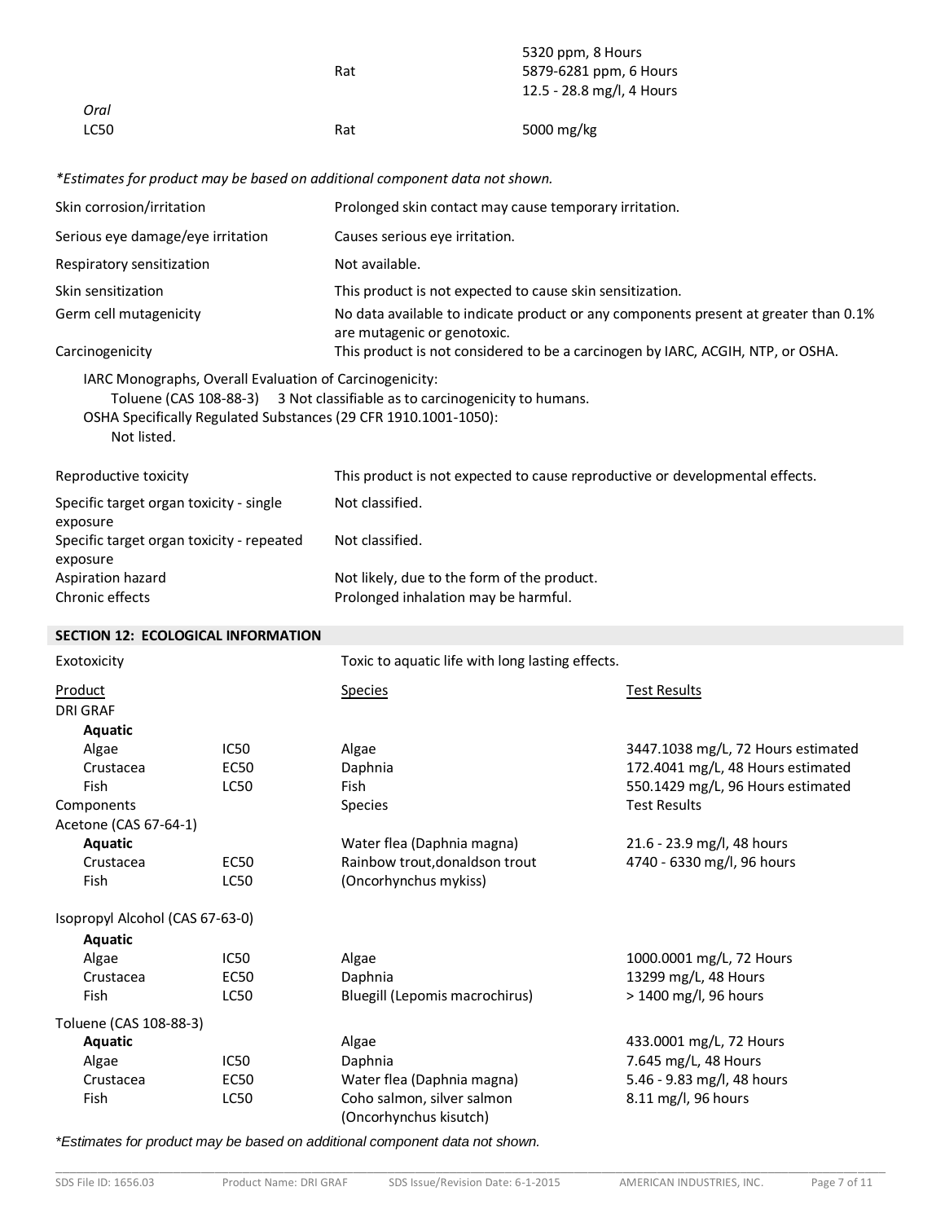| | | |
|---|---|---|
| | Rat | 5320 ppm, 8 Hours<br>5879-6281 ppm, 6 Hours<br>12.5 - 28.8 mg/l, 4 Hours |
| *Oral*<br>LC50 | Rat | 5000 mg/kg |

*\*Estimates for product may be based on additional component data not shown.*

| | |
|---|---|
| Skin corrosion/irritation | Prolonged skin contact may cause temporary irritation. |
| Serious eye damage/eye irritation | Causes serious eye irritation. |
| Respiratory sensitization | Not available. |
| Skin sensitization | This product is not expected to cause skin sensitization. |
| Germ cell mutagenicity | No data available to indicate product or any components present at greater than 0.1% are mutagenic or genotoxic. |
| Carcinogenicity | This product is not considered to be a carcinogen by IARC, ACGIH, NTP, or OSHA. |

IARC Monographs, Overall Evaluation of Carcinogenicity:
Toluene (CAS 108-88-3) 3 Not classifiable as to carcinogenicity to humans.
OSHA Specifically Regulated Substances (29 CFR 1910.1001-1050):
Not listed.

| | |
|---|---|
| Reproductive toxicity | This product is not expected to cause reproductive or developmental effects. |
| Specific target organ toxicity - single exposure | Not classified. |
| Specific target organ toxicity - repeated exposure | Not classified. |
| Aspiration hazard | Not likely, due to the form of the product. |
| Chronic effects | Prolonged inhalation may be harmful. |

## SECTION 12: ECOLOGICAL INFORMATION

Exotoxicity — Toxic to aquatic life with long lasting effects.

| Product | | Species | Test Results |
|---|---|---|---|
| DRI GRAF | | | |
| **Aquatic** | | | |
| Algae | IC50 | Algae | 3447.1038 mg/L, 72 Hours estimated |
| Crustacea | EC50 | Daphnia | 172.4041 mg/L, 48 Hours estimated |
| Fish | LC50 | Fish | 550.1429 mg/L, 96 Hours estimated |
| Components | | Species | Test Results |
| Acetone (CAS 67-64-1) | | | |
| **Aquatic** | | Water flea (Daphnia magna) | 21.6 - 23.9 mg/l, 48 hours |
| Crustacea | EC50 | Rainbow trout,donaldson trout | 4740 - 6330 mg/l, 96 hours |
| Fish | LC50 | (Oncorhynchus mykiss) | |
| Isopropyl Alcohol (CAS 67-63-0) | | | |
| **Aquatic** | | | |
| Algae | IC50 | Algae | 1000.0001 mg/L, 72 Hours |
| Crustacea | EC50 | Daphnia | 13299 mg/L, 48 Hours |
| Fish | LC50 | Bluegill (Lepomis macrochirus) | > 1400 mg/l, 96 hours |
| Toluene (CAS 108-88-3) | | | |
| **Aquatic** | | Algae | 433.0001 mg/L, 72 Hours |
| Algae | IC50 | Daphnia | 7.645 mg/L, 48 Hours |
| Crustacea | EC50 | Water flea (Daphnia magna) | 5.46 - 9.83 mg/l, 48 hours |
| Fish | LC50 | Coho salmon, silver salmon (Oncorhynchus kisutch) | 8.11 mg/l, 96 hours |

*\*Estimates for product may be based on additional component data not shown.*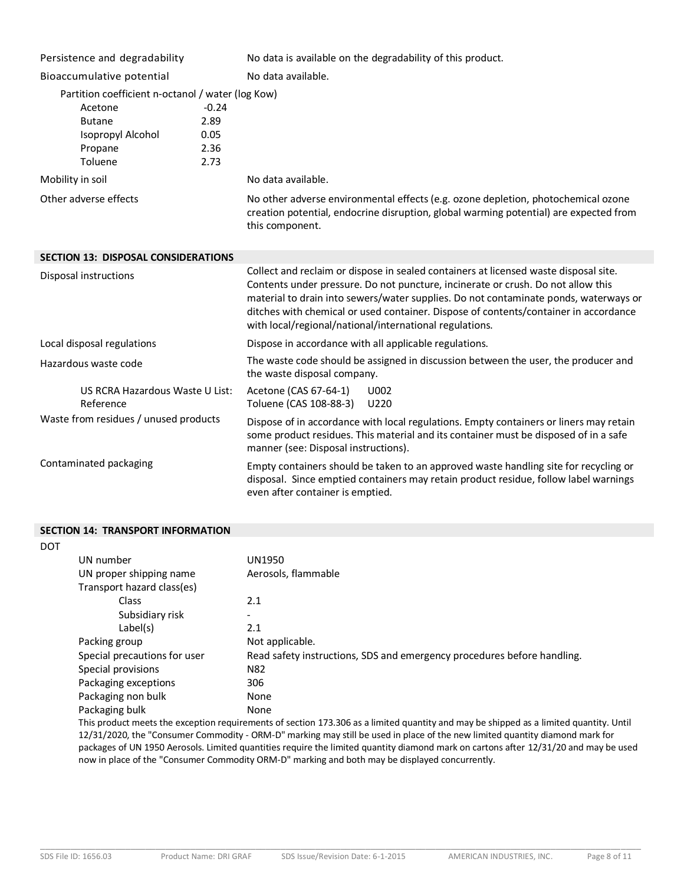| | |
|---|---|
| Persistence and degradability | No data is available on the degradability of this product. |
| Bioaccumulative potential | No data available. |

Partition coefficient n-octanol / water (log Kow)

| | |
|---|---|
| Acetone | -0.24 |
| Butane | 2.89 |
| Isopropyl Alcohol | 0.05 |
| Propane | 2.36 |
| Toluene | 2.73 |

| | |
|---|---|
| Mobility in soil | No data available. |
| Other adverse effects | No other adverse environmental effects (e.g. ozone depletion, photochemical ozone creation potential, endocrine disruption, global warming potential) are expected from this component. |

## SECTION 13: DISPOSAL CONSIDERATIONS

| | |
|---|---|
| Disposal instructions | Collect and reclaim or dispose in sealed containers at licensed waste disposal site. Contents under pressure. Do not puncture, incinerate or crush. Do not allow this material to drain into sewers/water supplies. Do not contaminate ponds, waterways or ditches with chemical or used container. Dispose of contents/container in accordance with local/regional/national/international regulations. |
| Local disposal regulations | Dispose in accordance with all applicable regulations. |
| Hazardous waste code | The waste code should be assigned in discussion between the user, the producer and the waste disposal company. |
| US RCRA Hazardous Waste U List: Reference | Acetone (CAS 67-64-1) U002<br>Toluene (CAS 108-88-3) U220 |
| Waste from residues / unused products | Dispose of in accordance with local regulations. Empty containers or liners may retain some product residues. This material and its container must be disposed of in a safe manner (see: Disposal instructions). |
| Contaminated packaging | Empty containers should be taken to an approved waste handling site for recycling or disposal. Since emptied containers may retain product residue, follow label warnings even after container is emptied. |

## SECTION 14: TRANSPORT INFORMATION

DOT

| | |
|---|---|
| UN number | UN1950 |
| UN proper shipping name | Aerosols, flammable |
| Transport hazard class(es) | |
| Class | 2.1 |
| Subsidiary risk | - |
| Label(s) | 2.1 |
| Packing group | Not applicable. |
| Special precautions for user | Read safety instructions, SDS and emergency procedures before handling. |
| Special provisions | N82 |
| Packaging exceptions | 306 |
| Packaging non bulk | None |
| Packaging bulk | None |

This product meets the exception requirements of section 173.306 as a limited quantity and may be shipped as a limited quantity. Until 12/31/2020, the "Consumer Commodity - ORM-D" marking may still be used in place of the new limited quantity diamond mark for packages of UN 1950 Aerosols. Limited quantities require the limited quantity diamond mark on cartons after 12/31/20 and may be used now in place of the "Consumer Commodity ORM-D" marking and both may be displayed concurrently.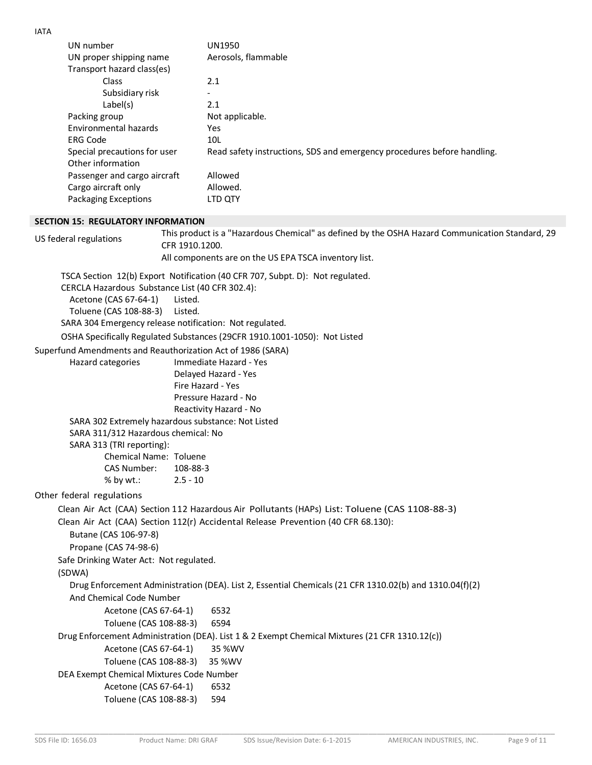IATA

| | |
|---|---|
| UN number | UN1950 |
| UN proper shipping name | Aerosols, flammable |
| Transport hazard class(es) | |
| Class | 2.1 |
| Subsidiary risk | - |
| Label(s) | 2.1 |
| Packing group | Not applicable. |
| Environmental hazards | Yes |
| ERG Code | 10L |
| Special precautions for user | Read safety instructions, SDS and emergency procedures before handling. |
| Other information | |
| Passenger and cargo aircraft | Allowed |
| Cargo aircraft only | Allowed. |
| Packaging Exceptions | LTD QTY |

## SECTION 15: REGULATORY INFORMATION

US federal regulations: This product is a "Hazardous Chemical" as defined by the OSHA Hazard Communication Standard, 29 CFR 1910.1200.
All components are on the US EPA TSCA inventory list.

TSCA Section 12(b) Export Notification (40 CFR 707, Subpt. D): Not regulated.

CERCLA Hazardous Substance List (40 CFR 302.4):
- Acetone (CAS 67-64-1) Listed.
- Toluene (CAS 108-88-3) Listed.

SARA 304 Emergency release notification: Not regulated.

OSHA Specifically Regulated Substances (29CFR 1910.1001-1050): Not Listed

Superfund Amendments and Reauthorization Act of 1986 (SARA)

Hazard categories:
- Immediate Hazard - Yes
- Delayed Hazard - Yes
- Fire Hazard - Yes
- Pressure Hazard - No
- Reactivity Hazard - No

SARA 302 Extremely hazardous substance: Not Listed

SARA 311/312 Hazardous chemical: No

SARA 313 (TRI reporting):
- Chemical Name: Toluene
- CAS Number: 108-88-3
- % by wt.: 2.5 - 10

Other federal regulations

Clean Air Act (CAA) Section 112 Hazardous Air Pollutants (HAPs) List: Toluene (CAS 1108-88-3)

Clean Air Act (CAA) Section 112(r) Accidental Release Prevention (40 CFR 68.130):
- Butane (CAS 106-97-8)
- Propane (CAS 74-98-6)

Safe Drinking Water Act: Not regulated.
(SDWA)

Drug Enforcement Administration (DEA). List 2, Essential Chemicals (21 CFR 1310.02(b) and 1310.04(f)(2)
And Chemical Code Number
- Acetone (CAS 67-64-1) 6532
- Toluene (CAS 108-88-3) 6594

Drug Enforcement Administration (DEA). List 1 & 2 Exempt Chemical Mixtures (21 CFR 1310.12(c))
- Acetone (CAS 67-64-1) 35 %WV
- Toluene (CAS 108-88-3) 35 %WV

DEA Exempt Chemical Mixtures Code Number
- Acetone (CAS 67-64-1) 6532
- Toluene (CAS 108-88-3) 594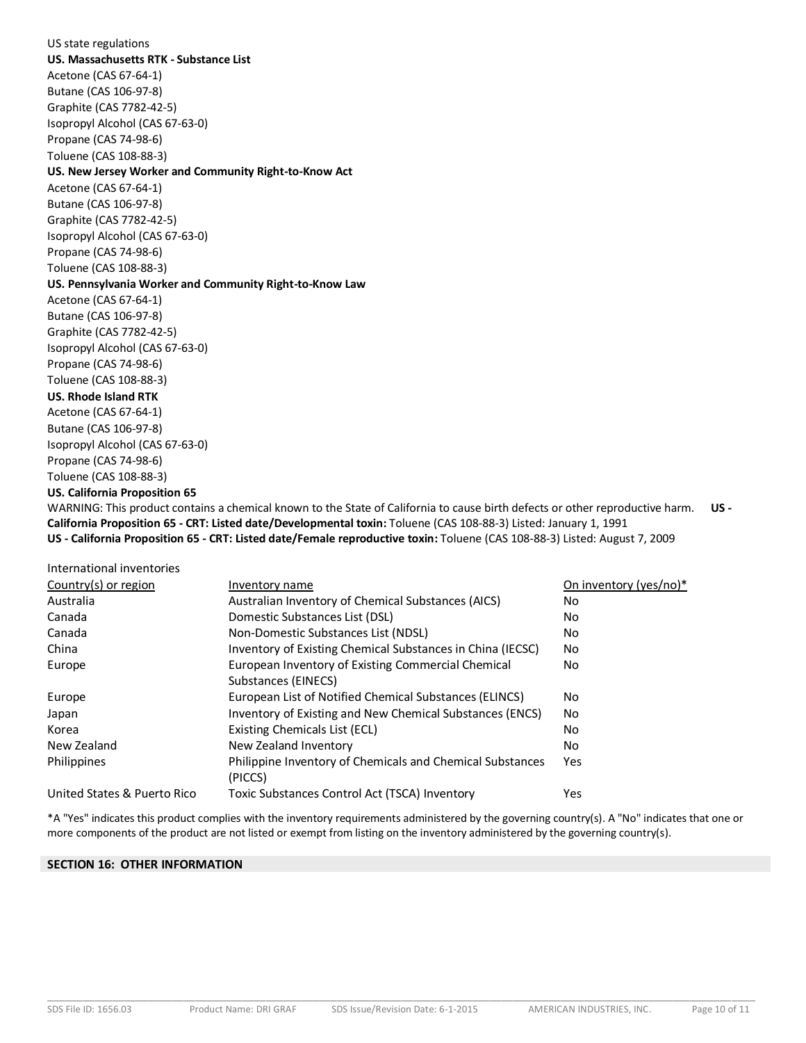US state regulations

**US. Massachusetts RTK - Substance List**

Acetone (CAS 67-64-1)
Butane (CAS 106-97-8)
Graphite (CAS 7782-42-5)
Isopropyl Alcohol (CAS 67-63-0)
Propane (CAS 74-98-6)
Toluene (CAS 108-88-3)

**US. New Jersey Worker and Community Right-to-Know Act**

Acetone (CAS 67-64-1)
Butane (CAS 106-97-8)
Graphite (CAS 7782-42-5)
Isopropyl Alcohol (CAS 67-63-0)
Propane (CAS 74-98-6)
Toluene (CAS 108-88-3)

**US. Pennsylvania Worker and Community Right-to-Know Law**

Acetone (CAS 67-64-1)
Butane (CAS 106-97-8)
Graphite (CAS 7782-42-5)
Isopropyl Alcohol (CAS 67-63-0)
Propane (CAS 74-98-6)
Toluene (CAS 108-88-3)

**US. Rhode Island RTK**

Acetone (CAS 67-64-1)
Butane (CAS 106-97-8)
Isopropyl Alcohol (CAS 67-63-0)
Propane (CAS 74-98-6)
Toluene (CAS 108-88-3)

**US. California Proposition 65**

WARNING: This product contains a chemical known to the State of California to cause birth defects or other reproductive harm. **US - California Proposition 65 - CRT: Listed date/Developmental toxin:** Toluene (CAS 108-88-3) Listed: January 1, 1991
**US - California Proposition 65 - CRT: Listed date/Female reproductive toxin:** Toluene (CAS 108-88-3) Listed: August 7, 2009

International inventories

| Country(s) or region | Inventory name | On inventory (yes/no)* |
|---|---|---|
| Australia | Australian Inventory of Chemical Substances (AICS) | No |
| Canada | Domestic Substances List (DSL) | No |
| Canada | Non-Domestic Substances List (NDSL) | No |
| China | Inventory of Existing Chemical Substances in China (IECSC) | No |
| Europe | European Inventory of Existing Commercial Chemical Substances (EINECS) | No |
| Europe | European List of Notified Chemical Substances (ELINCS) | No |
| Japan | Inventory of Existing and New Chemical Substances (ENCS) | No |
| Korea | Existing Chemicals List (ECL) | No |
| New Zealand | New Zealand Inventory | No |
| Philippines | Philippine Inventory of Chemicals and Chemical Substances (PICCS) | Yes |
| United States & Puerto Rico | Toxic Substances Control Act (TSCA) Inventory | Yes |

*A "Yes" indicates this product complies with the inventory requirements administered by the governing country(s). A "No" indicates that one or more components of the product are not listed or exempt from listing on the inventory administered by the governing country(s).

## SECTION 16: OTHER INFORMATION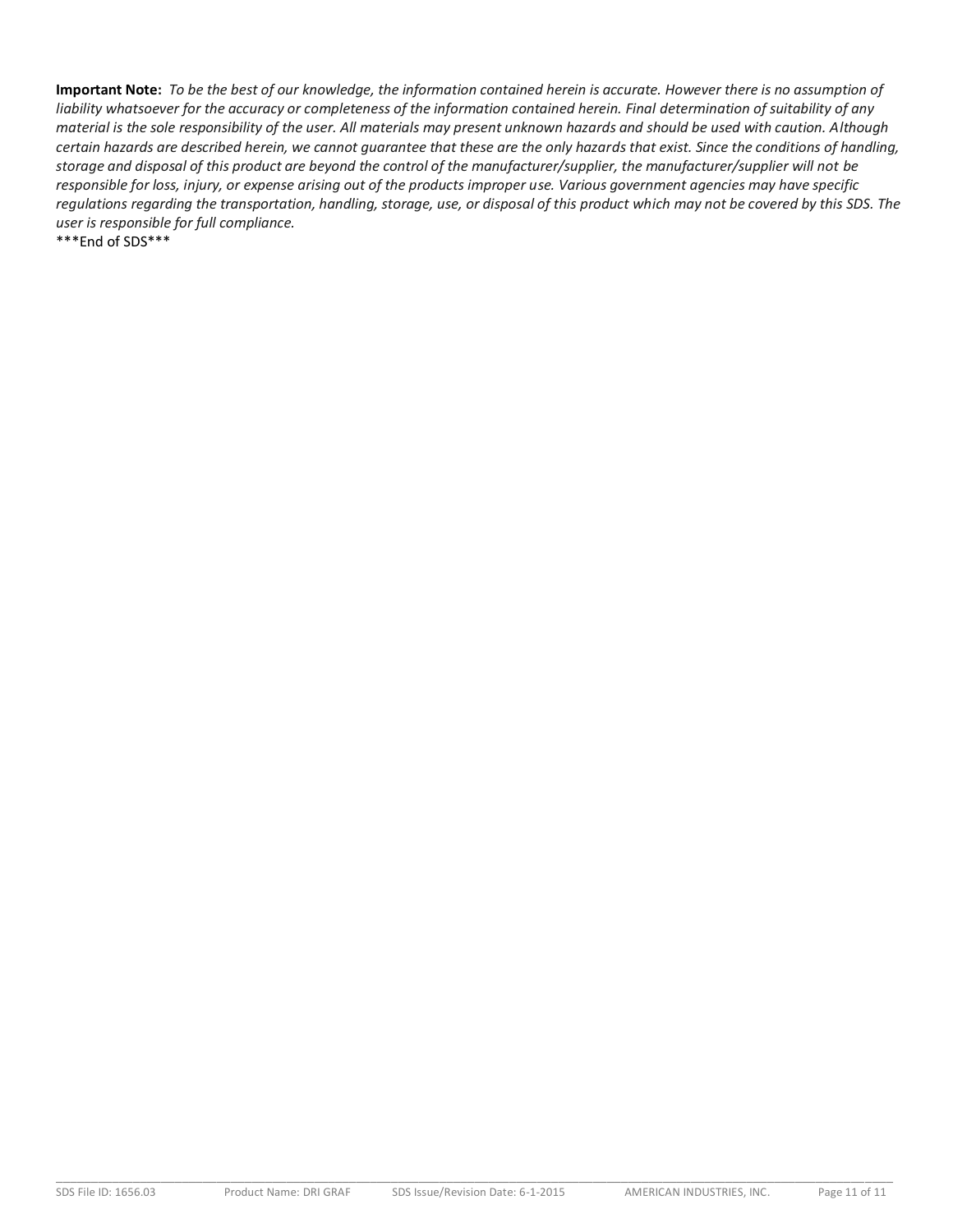**Important Note:** *To be the best of our knowledge, the information contained herein is accurate. However there is no assumption of liability whatsoever for the accuracy or completeness of the information contained herein. Final determination of suitability of any material is the sole responsibility of the user. All materials may present unknown hazards and should be used with caution. Although certain hazards are described herein, we cannot guarantee that these are the only hazards that exist. Since the conditions of handling, storage and disposal of this product are beyond the control of the manufacturer/supplier, the manufacturer/supplier will not be responsible for loss, injury, or expense arising out of the products improper use. Various government agencies may have specific regulations regarding the transportation, handling, storage, use, or disposal of this product which may not be covered by this SDS. The user is responsible for full compliance.*

***End of SDS***